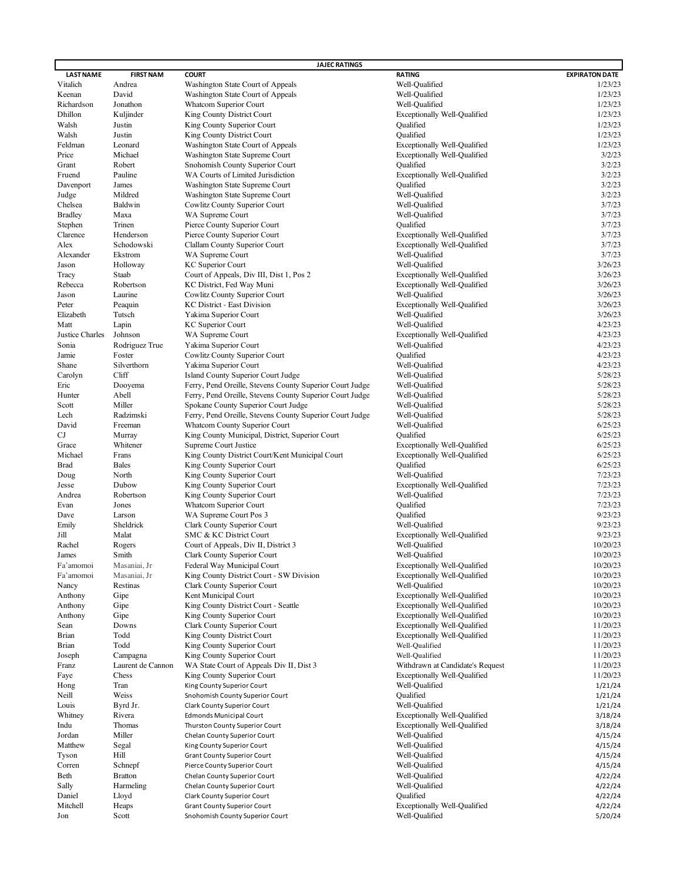| JAJEC RATINGS | | | | |
|---|---|---|---|---|
| **LAST NAME** | **FIRST NAM** | **COURT** | **RATING** | **EXPIRATON DATE** |
| Vitalich | Andrea | Washington State Court of Appeals | Well-Qualified | 1/23/23 |
| Keenan | David | Washington State Court of Appeals | Well-Qualified | 1/23/23 |
| Richardson | Jonathon | Whatcom Superior Court | Well-Qualified | 1/23/23 |
| Dhillon | Kuljinder | King County District Court | Exceptionally Well-Qualified | 1/23/23 |
| Walsh | Justin | King County Superior Court | Qualified | 1/23/23 |
| Walsh | Justin | King County District Court | Qualified | 1/23/23 |
| Feldman | Leonard | Washington State Court of Appeals | Exceptionally Well-Qualified | 1/23/23 |
| Price | Michael | Washington State Supreme Court | Exceptionally Well-Qualified | 3/2/23 |
| Grant | Robert | Snohomish County Superior Court | Qualified | 3/2/23 |
| Fruend | Pauline | WA Courts of Limited Jurisdiction | Exceptionally Well-Qualified | 3/2/23 |
| Davenport | James | Washington State Supreme Court | Qualified | 3/2/23 |
| Judge | Mildred | Washington State Supreme Court | Well-Qualified | 3/2/23 |
| Chelsea | Baldwin | Cowlitz County Superior Court | Well-Qualified | 3/7/23 |
| Bradley | Maxa | WA Supreme Court | Well-Qualified | 3/7/23 |
| Stephen | Trinen | Pierce County Superior Court | Qualified | 3/7/23 |
| Clarence | Henderson | Pierce County Superior Court | Exceptionally Well-Qualified | 3/7/23 |
| Alex | Schodowski | Clallam County Superior Court | Exceptionally Well-Qualified | 3/7/23 |
| Alexander | Ekstrom | WA Supreme Court | Well-Qualified | 3/7/23 |
| Jason | Holloway | KC Superior Court | Well-Qualified | 3/26/23 |
| Tracy | Staab | Court of Appeals, Div III, Dist 1, Pos 2 | Exceptionally Well-Qualified | 3/26/23 |
| Rebecca | Robertson | KC District, Fed Way Muni | Exceptionally Well-Qualified | 3/26/23 |
| Jason | Laurine | Cowlitz County Superior Court | Well-Qualified | 3/26/23 |
| Peter | Peaquin | KC District - East Division | Exceptionally Well-Qualified | 3/26/23 |
| Elizabeth | Tutsch | Yakima Superior Court | Well-Qualified | 3/26/23 |
| Matt | Lapin | KC Superior Court | Well-Qualified | 4/23/23 |
| Justice Charles | Johnson | WA Supreme Court | Exceptionally Well-Qualified | 4/23/23 |
| Sonia | Rodriguez True | Yakima Superior Court | Well-Qualified | 4/23/23 |
| Jamie | Foster | Cowlitz County Superior Court | Qualified | 4/23/23 |
| Shane | Silverthorn | Yakima Superior Court | Well-Qualified | 4/23/23 |
| Carolyn | Cliff | Island County Superior Court Judge | Well-Qualified | 5/28/23 |
| Eric | Dooyema | Ferry, Pend Oreille, Stevens County Superior Court Judge | Well-Qualified | 5/28/23 |
| Hunter | Abell | Ferry, Pend Oreille, Stevens County Superior Court Judge | Well-Qualified | 5/28/23 |
| Scott | Miller | Spokane County Superior Court Judge | Well-Qualified | 5/28/23 |
| Lech | Radzimski | Ferry, Pend Oreille, Stevens County Superior Court Judge | Well-Qualified | 5/28/23 |
| David | Freeman | Whatcom County Superior Court | Well-Qualified | 6/25/23 |
| CJ | Murray | King County Municipal, District, Superior Court | Qualified | 6/25/23 |
| Grace | Whitener | Supreme Court Justice | Exceptionally Well-Qualified | 6/25/23 |
| Michael | Frans | King County District Court/Kent Municipal Court | Exceptionally Well-Qualified | 6/25/23 |
| Brad | Bales | King County Superior Court | Qualified | 6/25/23 |
| Doug | North | King County Superior Court | Well-Qualified | 7/23/23 |
| Jesse | Dubow | King County Superior Court | Exceptionally Well-Qualified | 7/23/23 |
| Andrea | Robertson | King County Superior Court | Well-Qualified | 7/23/23 |
| Evan | Jones | Whatcom Superior Court | Qualified | 7/23/23 |
| Dave | Larson | WA Supreme Court Pos 3 | Qualified | 9/23/23 |
| Emily | Sheldrick | Clark County Superior Court | Well-Qualified | 9/23/23 |
| Jill | Malat | SMC & KC District Court | Exceptionally Well-Qualified | 9/23/23 |
| Rachel | Rogers | Court of Appeals, Div II, District 3 | Well-Qualified | 10/20/23 |
| James | Smith | Clark County Superior Court | Well-Qualified | 10/20/23 |
| Fa'amomoi | Masaniai, Jr | Federal Way Municipal Court | Exceptionally Well-Qualified | 10/20/23 |
| Fa'amomoi | Masaniai, Jr | King County District Court - SW Division | Exceptionally Well-Qualified | 10/20/23 |
| Nancy | Restinas | Clark County Superior Court | Well-Qualified | 10/20/23 |
| Anthony | Gipe | Kent Municipal Court | Exceptionally Well-Qualified | 10/20/23 |
| Anthony | Gipe | King County District Court - Seattle | Exceptionally Well-Qualified | 10/20/23 |
| Anthony | Gipe | King County Superior Court | Exceptionally Well-Qualified | 10/20/23 |
| Sean | Downs | Clark County Superior Court | Exceptionally Well-Qualified | 11/20/23 |
| Brian | Todd | King County District Court | Exceptionally Well-Qualified | 11/20/23 |
| Brian | Todd | King County Superior Court | Well-Qualified | 11/20/23 |
| Joseph | Campagna | King County Superior Court | Well-Qualified | 11/20/23 |
| Franz | Laurent de Cannon | WA State Court of Appeals Div II, Dist 3 | Withdrawn at Candidate's Request | 11/20/23 |
| Faye | Chess | King County Superior Court | Exceptionally Well-Qualified | 11/20/23 |
| Hong | Tran | King County Superior Court | Well-Qualified | 1/21/24 |
| Neill | Weiss | Snohomish County Superior Court | Qualified | 1/21/24 |
| Louis | Byrd Jr. | Clark County Superior Court | Well-Qualified | 1/21/24 |
| Whitney | Rivera | Edmonds Municipal Court | Exceptionally Well-Qualified | 3/18/24 |
| Indu | Thomas | Thurston County Superior Court | Exceptionally Well-Qualified | 3/18/24 |
| Jordan | Miller | Chelan County Superior Court | Well-Qualified | 4/15/24 |
| Matthew | Segal | King County Superior Court | Well-Qualified | 4/15/24 |
| Tyson | Hill | Grant County Superior Court | Well-Qualified | 4/15/24 |
| Corren | Schnepf | Pierce County Superior Court | Well-Qualified | 4/15/24 |
| Beth | Bratton | Chelan County Superior Court | Well-Qualified | 4/22/24 |
| Sally | Harmeling | Chelan County Superior Court | Well-Qualified | 4/22/24 |
| Daniel | Lloyd | Clark County Superior Court | Qualified | 4/22/24 |
| Mitchell | Heaps | Grant County Superior Court | Exceptionally Well-Qualified | 4/22/24 |
| Jon | Scott | Snohomish County Superior Court | Well-Qualified | 5/20/24 |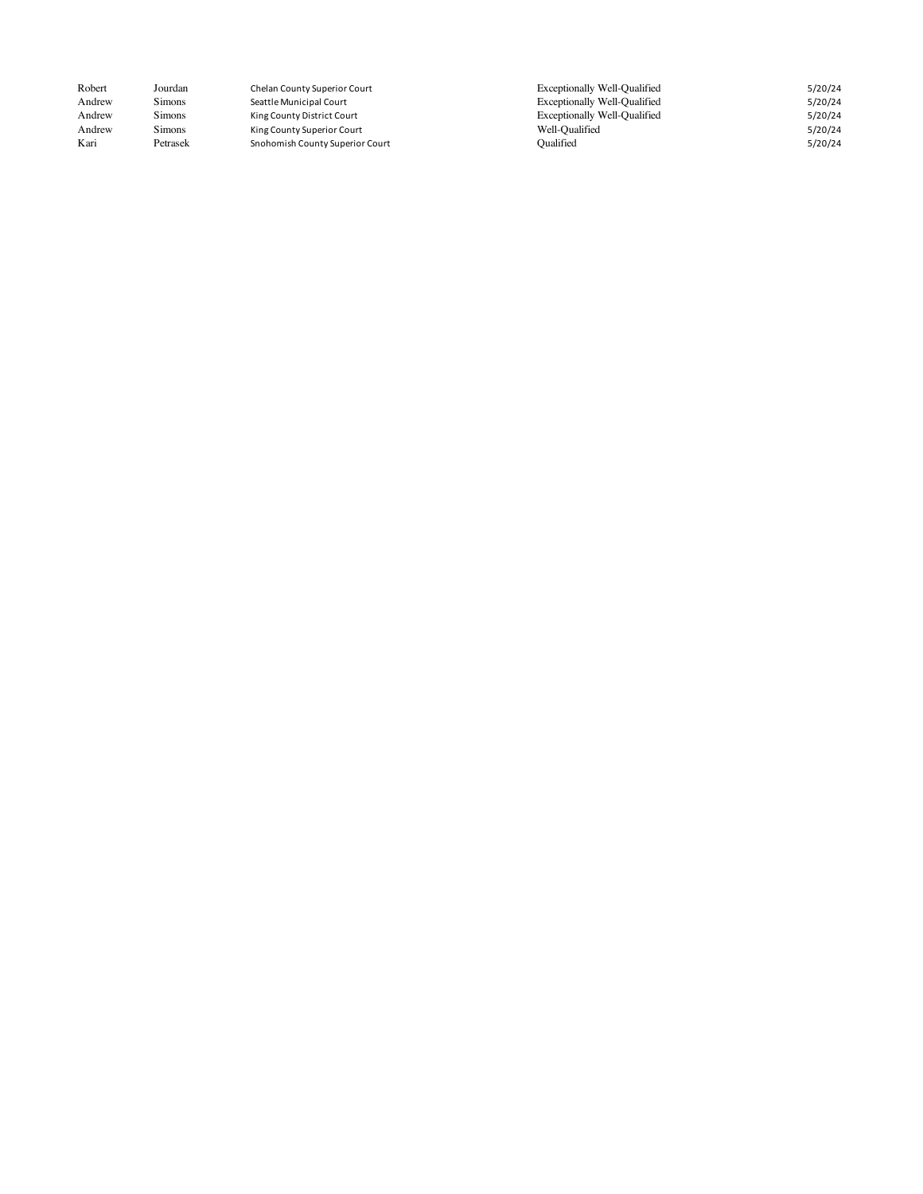| | | | | |
|---|---|---|---|---|
| Robert | Jourdan | Chelan County Superior Court | Exceptionally Well-Qualified | 5/20/24 |
| Andrew | Simons | Seattle Municipal Court | Exceptionally Well-Qualified | 5/20/24 |
| Andrew | Simons | King County District Court | Exceptionally Well-Qualified | 5/20/24 |
| Andrew | Simons | King County Superior Court | Well-Qualified | 5/20/24 |
| Kari | Petrasek | Snohomish County Superior Court | Qualified | 5/20/24 |